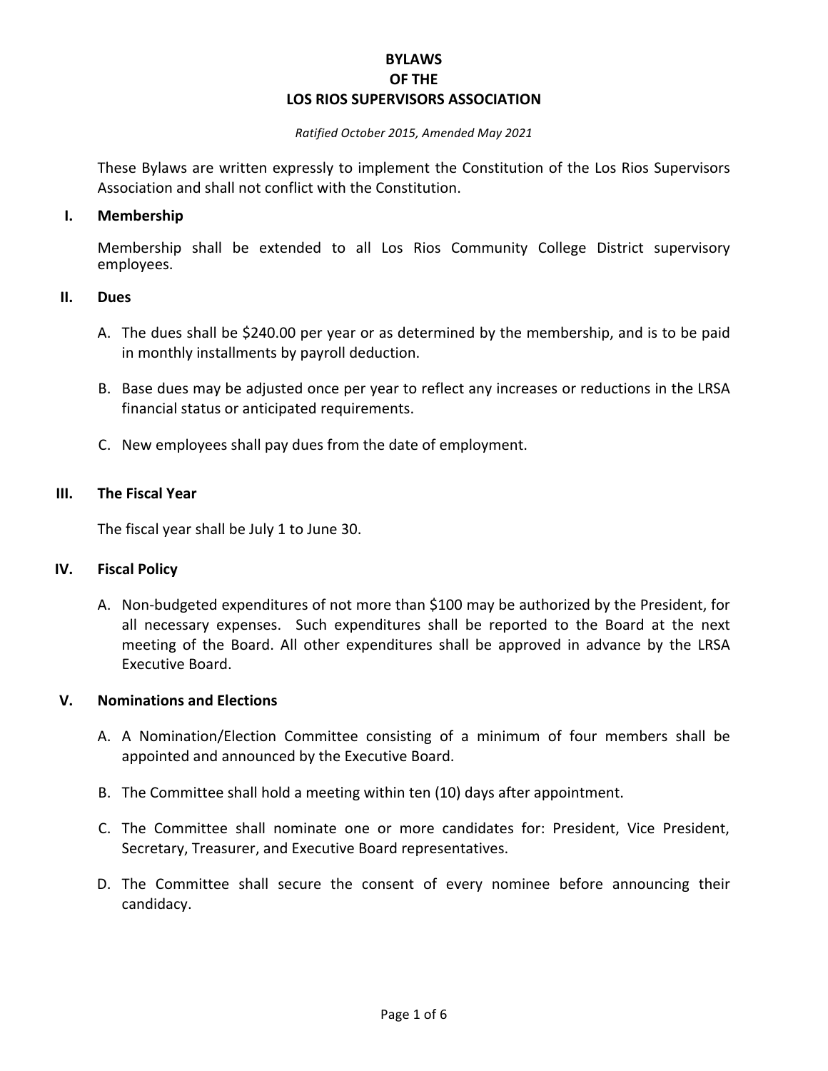# BYLAWS
# OF THE
# LOS RIOS SUPERVISORS ASSOCIATION

*Ratified October 2015, Amended May 2021*

These Bylaws are written expressly to implement the Constitution of the Los Rios Supervisors Association and shall not conflict with the Constitution.

## I. Membership

Membership shall be extended to all Los Rios Community College District supervisory employees.

## II. Dues

A. The dues shall be $240.00 per year or as determined by the membership, and is to be paid in monthly installments by payroll deduction.

B. Base dues may be adjusted once per year to reflect any increases or reductions in the LRSA financial status or anticipated requirements.

C. New employees shall pay dues from the date of employment.

## III. The Fiscal Year

The fiscal year shall be July 1 to June 30.

## IV. Fiscal Policy

A. Non-budgeted expenditures of not more than $100 may be authorized by the President, for all necessary expenses. Such expenditures shall be reported to the Board at the next meeting of the Board. All other expenditures shall be approved in advance by the LRSA Executive Board.

## V. Nominations and Elections

A. A Nomination/Election Committee consisting of a minimum of four members shall be appointed and announced by the Executive Board.

B. The Committee shall hold a meeting within ten (10) days after appointment.

C. The Committee shall nominate one or more candidates for: President, Vice President, Secretary, Treasurer, and Executive Board representatives.

D. The Committee shall secure the consent of every nominee before announcing their candidacy.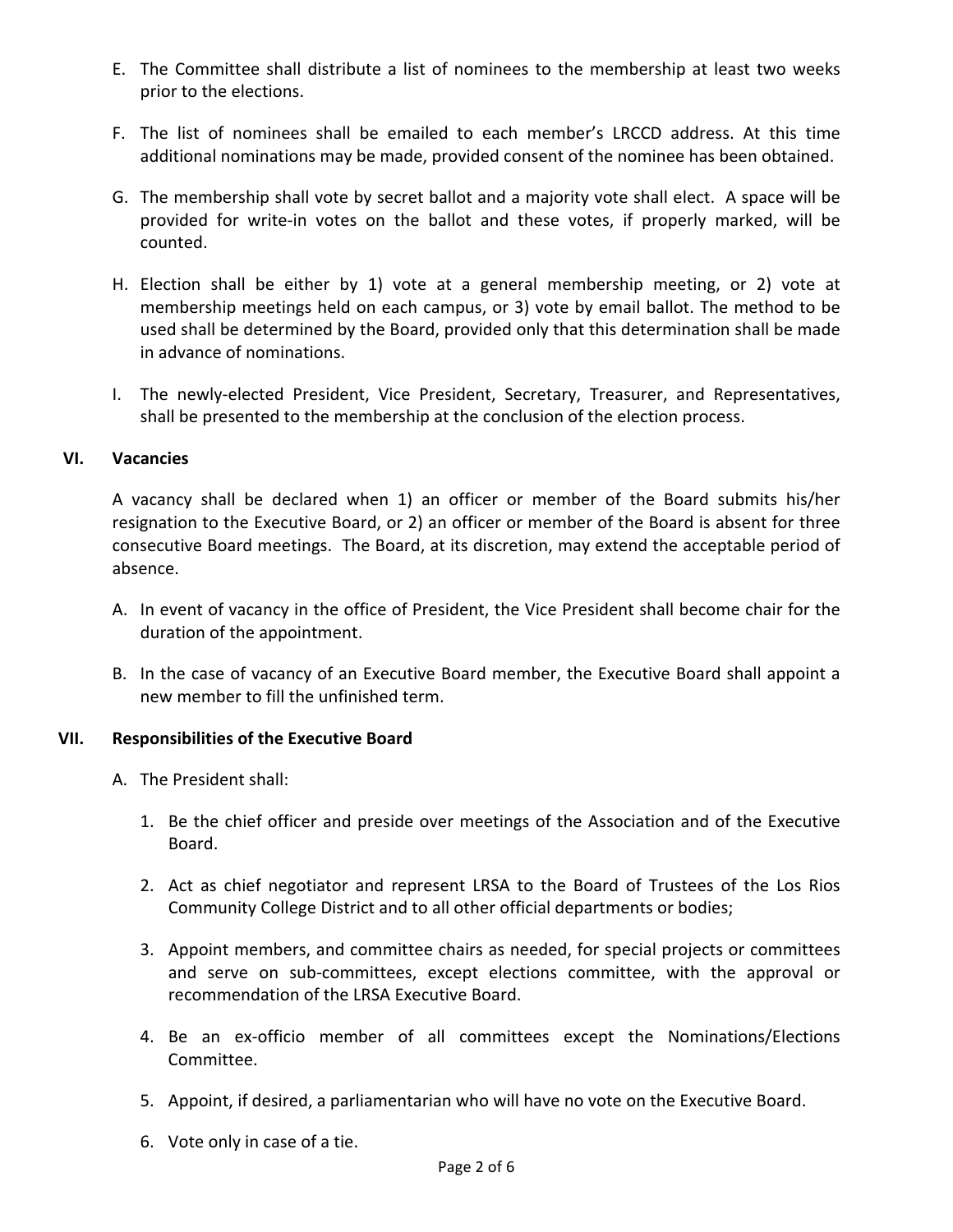E. The Committee shall distribute a list of nominees to the membership at least two weeks prior to the elections.

F. The list of nominees shall be emailed to each member's LRCCD address. At this time additional nominations may be made, provided consent of the nominee has been obtained.

G. The membership shall vote by secret ballot and a majority vote shall elect. A space will be provided for write-in votes on the ballot and these votes, if properly marked, will be counted.

H. Election shall be either by 1) vote at a general membership meeting, or 2) vote at membership meetings held on each campus, or 3) vote by email ballot. The method to be used shall be determined by the Board, provided only that this determination shall be made in advance of nominations.

I. The newly-elected President, Vice President, Secretary, Treasurer, and Representatives, shall be presented to the membership at the conclusion of the election process.

## VI. Vacancies

A vacancy shall be declared when 1) an officer or member of the Board submits his/her resignation to the Executive Board, or 2) an officer or member of the Board is absent for three consecutive Board meetings. The Board, at its discretion, may extend the acceptable period of absence.

A. In event of vacancy in the office of President, the Vice President shall become chair for the duration of the appointment.

B. In the case of vacancy of an Executive Board member, the Executive Board shall appoint a new member to fill the unfinished term.

## VII. Responsibilities of the Executive Board

A. The President shall:

1. Be the chief officer and preside over meetings of the Association and of the Executive Board.

2. Act as chief negotiator and represent LRSA to the Board of Trustees of the Los Rios Community College District and to all other official departments or bodies;

3. Appoint members, and committee chairs as needed, for special projects or committees and serve on sub-committees, except elections committee, with the approval or recommendation of the LRSA Executive Board.

4. Be an ex-officio member of all committees except the Nominations/Elections Committee.

5. Appoint, if desired, a parliamentarian who will have no vote on the Executive Board.

6. Vote only in case of a tie.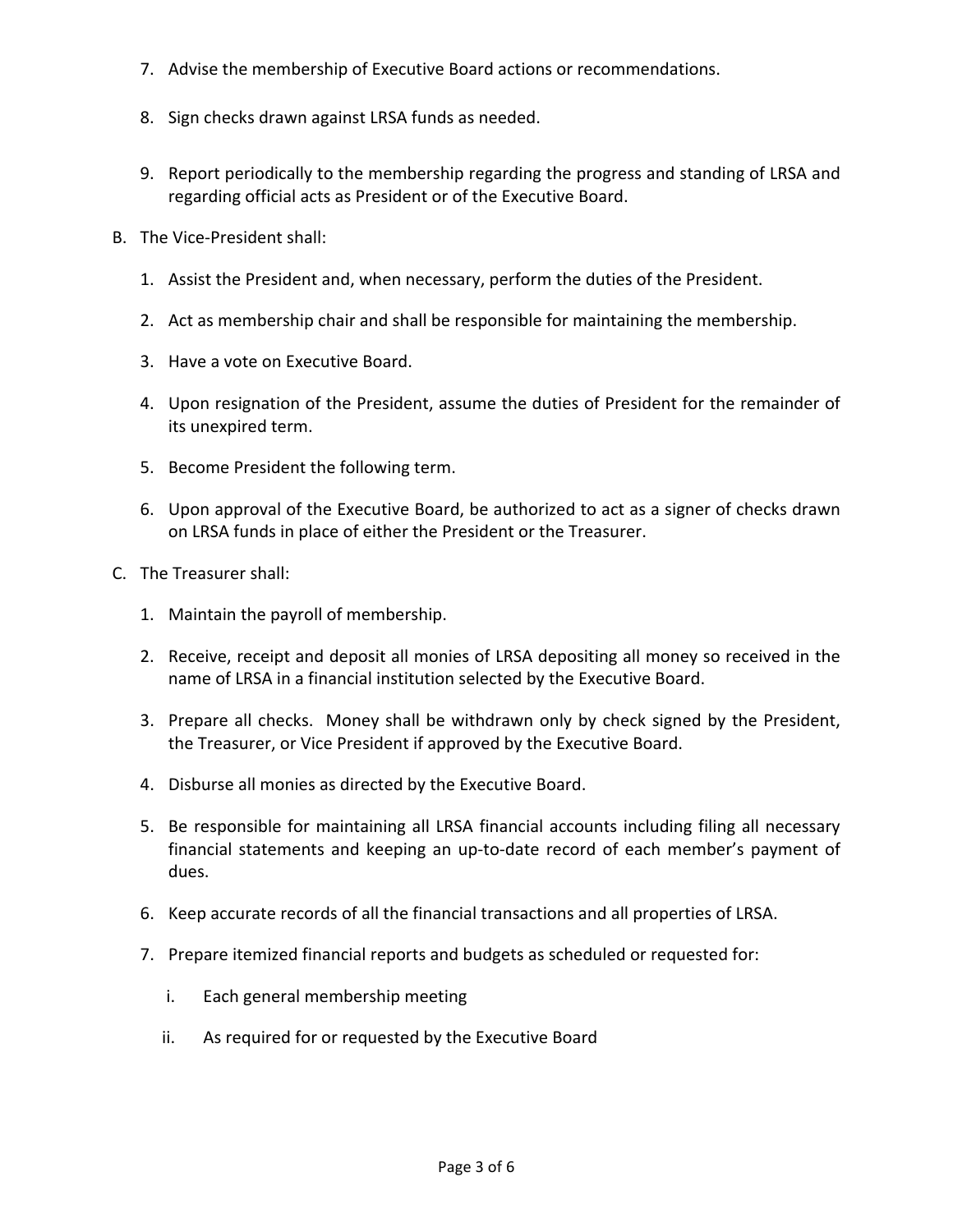7. Advise the membership of Executive Board actions or recommendations.

8. Sign checks drawn against LRSA funds as needed.

9. Report periodically to the membership regarding the progress and standing of LRSA and regarding official acts as President or of the Executive Board.

B. The Vice-President shall:

   1. Assist the President and, when necessary, perform the duties of the President.

   2. Act as membership chair and shall be responsible for maintaining the membership.

   3. Have a vote on Executive Board.

   4. Upon resignation of the President, assume the duties of President for the remainder of its unexpired term.

   5. Become President the following term.

   6. Upon approval of the Executive Board, be authorized to act as a signer of checks drawn on LRSA funds in place of either the President or the Treasurer.

C. The Treasurer shall:

   1. Maintain the payroll of membership.

   2. Receive, receipt and deposit all monies of LRSA depositing all money so received in the name of LRSA in a financial institution selected by the Executive Board.

   3. Prepare all checks. Money shall be withdrawn only by check signed by the President, the Treasurer, or Vice President if approved by the Executive Board.

   4. Disburse all monies as directed by the Executive Board.

   5. Be responsible for maintaining all LRSA financial accounts including filing all necessary financial statements and keeping an up-to-date record of each member's payment of dues.

   6. Keep accurate records of all the financial transactions and all properties of LRSA.

   7. Prepare itemized financial reports and budgets as scheduled or requested for:

      i. Each general membership meeting

      ii. As required for or requested by the Executive Board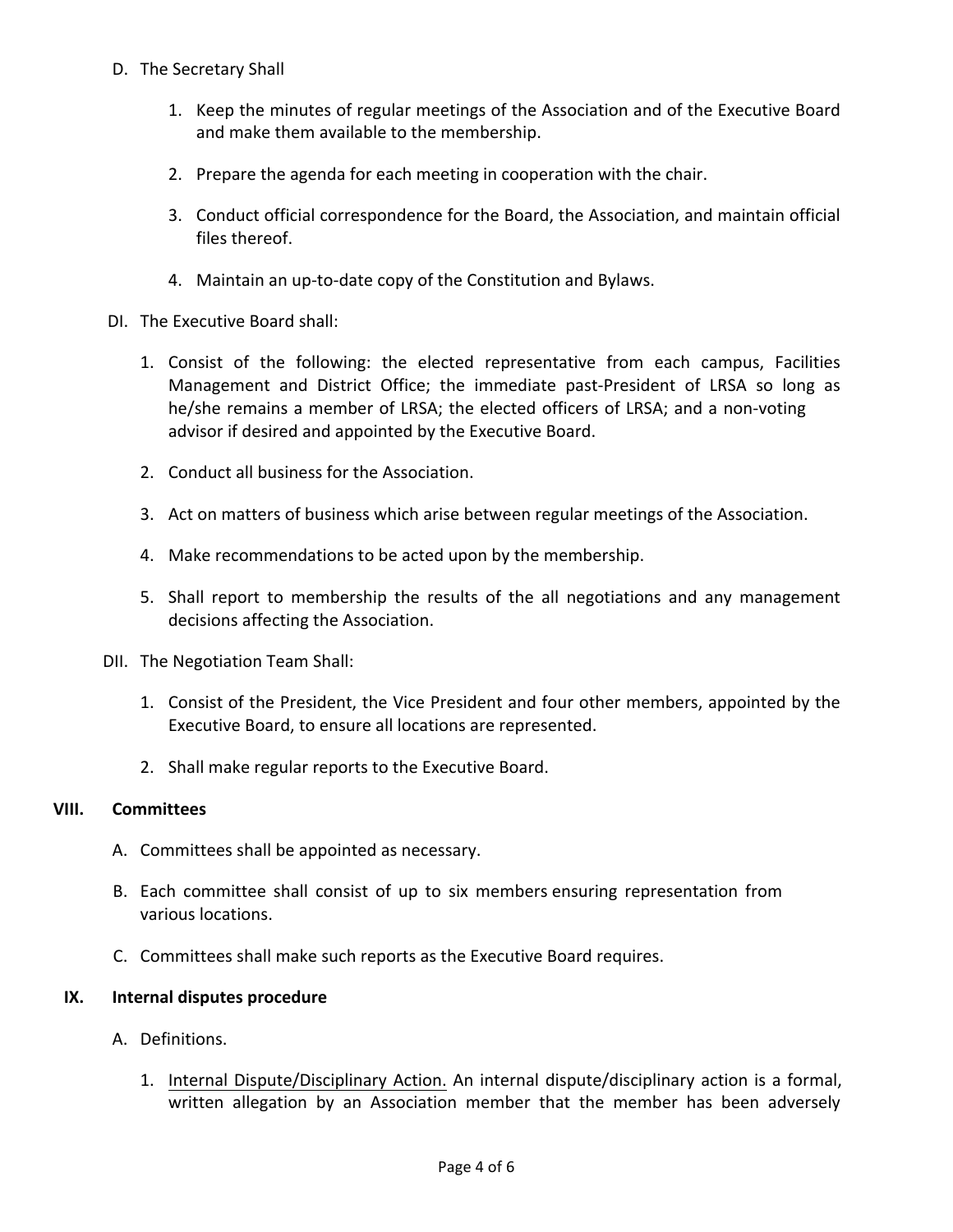D. The Secretary Shall

   1. Keep the minutes of regular meetings of the Association and of the Executive Board and make them available to the membership.

   2. Prepare the agenda for each meeting in cooperation with the chair.

   3. Conduct official correspondence for the Board, the Association, and maintain official files thereof.

   4. Maintain an up-to-date copy of the Constitution and Bylaws.

DI. The Executive Board shall:

   1. Consist of the following: the elected representative from each campus, Facilities Management and District Office; the immediate past-President of LRSA so long as he/she remains a member of LRSA; the elected officers of LRSA; and a non-voting advisor if desired and appointed by the Executive Board.

   2. Conduct all business for the Association.

   3. Act on matters of business which arise between regular meetings of the Association.

   4. Make recommendations to be acted upon by the membership.

   5. Shall report to membership the results of the all negotiations and any management decisions affecting the Association.

DII. The Negotiation Team Shall:

   1. Consist of the President, the Vice President and four other members, appointed by the Executive Board, to ensure all locations are represented.

   2. Shall make regular reports to the Executive Board.

## VIII. Committees

A. Committees shall be appointed as necessary.

B. Each committee shall consist of up to six members ensuring representation from various locations.

C. Committees shall make such reports as the Executive Board requires.

## IX. Internal disputes procedure

A. Definitions.

   1. Internal Dispute/Disciplinary Action. An internal dispute/disciplinary action is a formal, written allegation by an Association member that the member has been adversely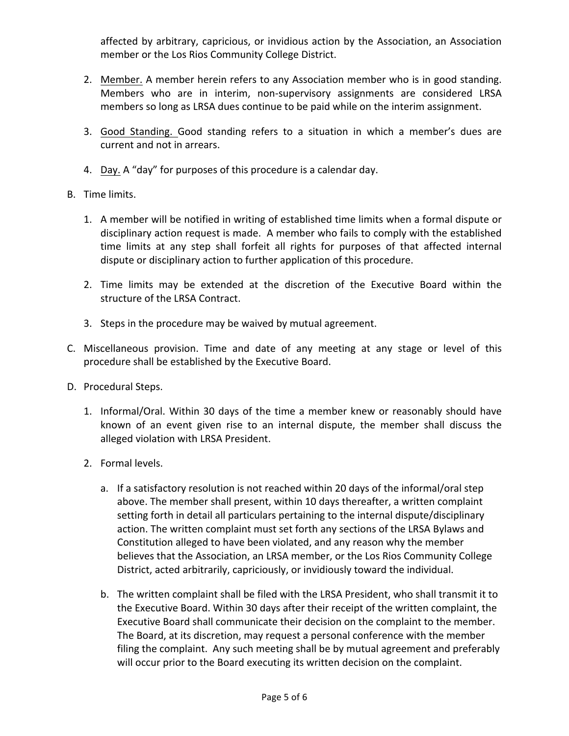affected by arbitrary, capricious, or invidious action by the Association, an Association member or the Los Rios Community College District.

2. <u>Member.</u> A member herein refers to any Association member who is in good standing. Members who are in interim, non-supervisory assignments are considered LRSA members so long as LRSA dues continue to be paid while on the interim assignment.

3. <u>Good Standing.</u> Good standing refers to a situation in which a member's dues are current and not in arrears.

4. <u>Day.</u> A "day" for purposes of this procedure is a calendar day.

B. Time limits.

1. A member will be notified in writing of established time limits when a formal dispute or disciplinary action request is made. A member who fails to comply with the established time limits at any step shall forfeit all rights for purposes of that affected internal dispute or disciplinary action to further application of this procedure.

2. Time limits may be extended at the discretion of the Executive Board within the structure of the LRSA Contract.

3. Steps in the procedure may be waived by mutual agreement.

C. Miscellaneous provision. Time and date of any meeting at any stage or level of this procedure shall be established by the Executive Board.

D. Procedural Steps.

1. Informal/Oral. Within 30 days of the time a member knew or reasonably should have known of an event given rise to an internal dispute, the member shall discuss the alleged violation with LRSA President.

2. Formal levels.

   a. If a satisfactory resolution is not reached within 20 days of the informal/oral step above. The member shall present, within 10 days thereafter, a written complaint setting forth in detail all particulars pertaining to the internal dispute/disciplinary action. The written complaint must set forth any sections of the LRSA Bylaws and Constitution alleged to have been violated, and any reason why the member believes that the Association, an LRSA member, or the Los Rios Community College District, acted arbitrarily, capriciously, or invidiously toward the individual.

   b. The written complaint shall be filed with the LRSA President, who shall transmit it to the Executive Board. Within 30 days after their receipt of the written complaint, the Executive Board shall communicate their decision on the complaint to the member. The Board, at its discretion, may request a personal conference with the member filing the complaint. Any such meeting shall be by mutual agreement and preferably will occur prior to the Board executing its written decision on the complaint.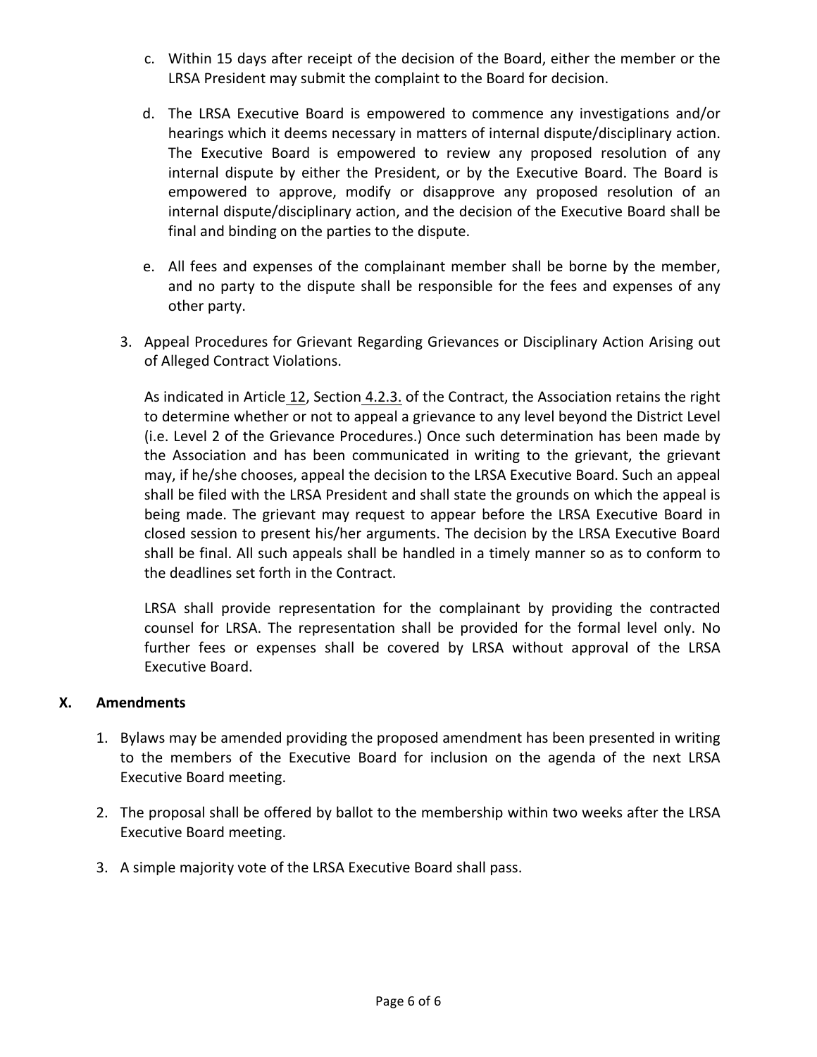c. Within 15 days after receipt of the decision of the Board, either the member or the LRSA President may submit the complaint to the Board for decision.

d. The LRSA Executive Board is empowered to commence any investigations and/or hearings which it deems necessary in matters of internal dispute/disciplinary action. The Executive Board is empowered to review any proposed resolution of any internal dispute by either the President, or by the Executive Board. The Board is empowered to approve, modify or disapprove any proposed resolution of an internal dispute/disciplinary action, and the decision of the Executive Board shall be final and binding on the parties to the dispute.

e. All fees and expenses of the complainant member shall be borne by the member, and no party to the dispute shall be responsible for the fees and expenses of any other party.

3. Appeal Procedures for Grievant Regarding Grievances or Disciplinary Action Arising out of Alleged Contract Violations.

   As indicated in Article 12, Section 4.2.3. of the Contract, the Association retains the right to determine whether or not to appeal a grievance to any level beyond the District Level (i.e. Level 2 of the Grievance Procedures.) Once such determination has been made by the Association and has been communicated in writing to the grievant, the grievant may, if he/she chooses, appeal the decision to the LRSA Executive Board. Such an appeal shall be filed with the LRSA President and shall state the grounds on which the appeal is being made. The grievant may request to appear before the LRSA Executive Board in closed session to present his/her arguments. The decision by the LRSA Executive Board shall be final. All such appeals shall be handled in a timely manner so as to conform to the deadlines set forth in the Contract.

   LRSA shall provide representation for the complainant by providing the contracted counsel for LRSA. The representation shall be provided for the formal level only. No further fees or expenses shall be covered by LRSA without approval of the LRSA Executive Board.

## X. Amendments

1. Bylaws may be amended providing the proposed amendment has been presented in writing to the members of the Executive Board for inclusion on the agenda of the next LRSA Executive Board meeting.

2. The proposal shall be offered by ballot to the membership within two weeks after the LRSA Executive Board meeting.

3. A simple majority vote of the LRSA Executive Board shall pass.